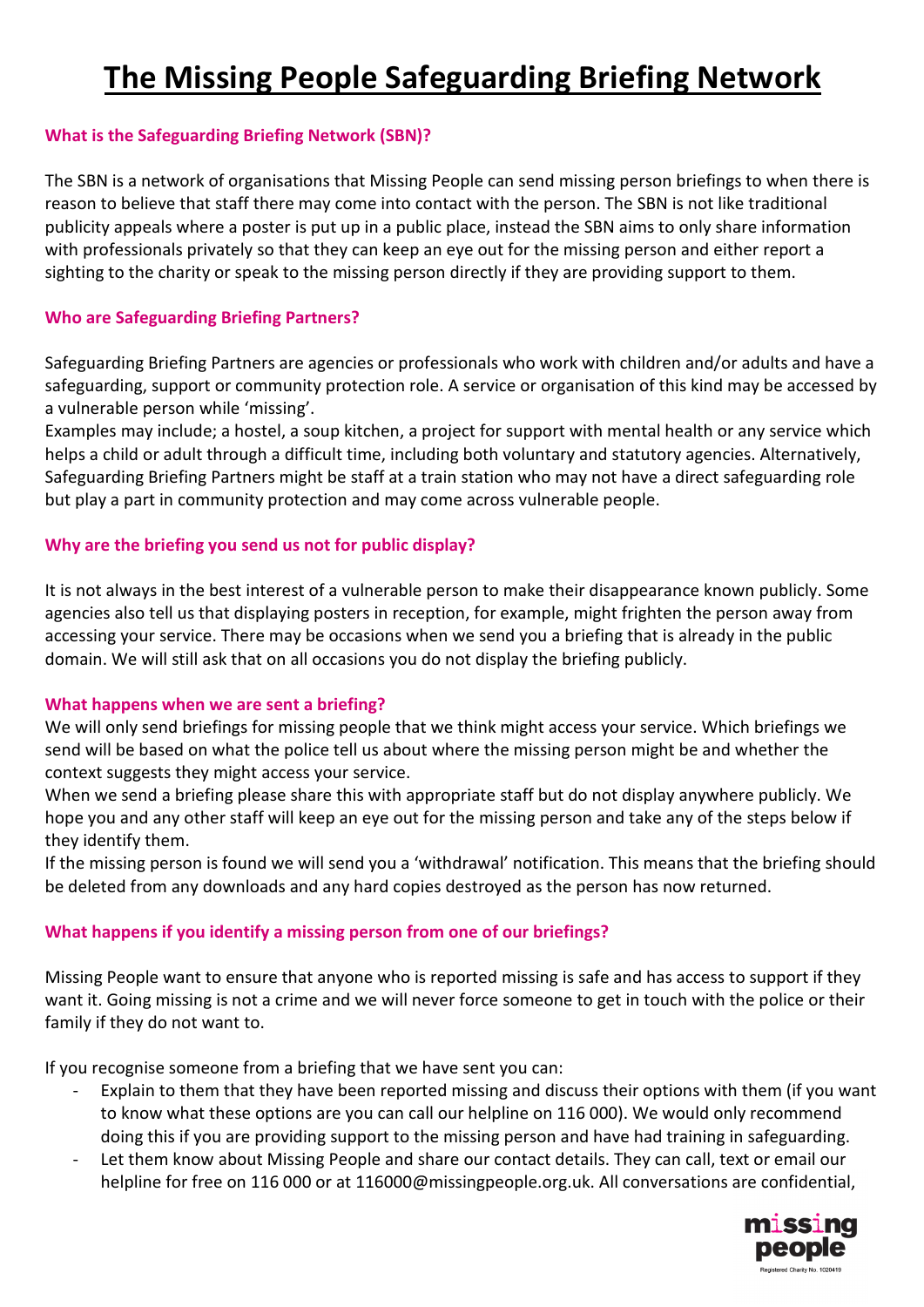# The Missing People Safeguarding Briefing Network

## What is the Safeguarding Briefing Network (SBN)?

The SBN is a network of organisations that Missing People can send missing person briefings to when there is reason to believe that staff there may come into contact with the person. The SBN is not like traditional publicity appeals where a poster is put up in a public place, instead the SBN aims to only share information with professionals privately so that they can keep an eye out for the missing person and either report a sighting to the charity or speak to the missing person directly if they are providing support to them.

## Who are Safeguarding Briefing Partners?

Safeguarding Briefing Partners are agencies or professionals who work with children and/or adults and have a safeguarding, support or community protection role. A service or organisation of this kind may be accessed by a vulnerable person while 'missing'.

Examples may include; a hostel, a soup kitchen, a project for support with mental health or any service which helps a child or adult through a difficult time, including both voluntary and statutory agencies. Alternatively, Safeguarding Briefing Partners might be staff at a train station who may not have a direct safeguarding role but play a part in community protection and may come across vulnerable people.

## Why are the briefing you send us not for public display?

It is not always in the best interest of a vulnerable person to make their disappearance known publicly. Some agencies also tell us that displaying posters in reception, for example, might frighten the person away from accessing your service. There may be occasions when we send you a briefing that is already in the public domain. We will still ask that on all occasions you do not display the briefing publicly.

## What happens when we are sent a briefing?

We will only send briefings for missing people that we think might access your service. Which briefings we send will be based on what the police tell us about where the missing person might be and whether the context suggests they might access your service.

When we send a briefing please share this with appropriate staff but do not display anywhere publicly. We hope you and any other staff will keep an eye out for the missing person and take any of the steps below if they identify them.

If the missing person is found we will send you a 'withdrawal' notification. This means that the briefing should be deleted from any downloads and any hard copies destroyed as the person has now returned.

## What happens if you identify a missing person from one of our briefings?

Missing People want to ensure that anyone who is reported missing is safe and has access to support if they want it. Going missing is not a crime and we will never force someone to get in touch with the police or their family if they do not want to.

If you recognise someone from a briefing that we have sent you can:

- Explain to them that they have been reported missing and discuss their options with them (if you want to know what these options are you can call our helpline on 116 000). We would only recommend doing this if you are providing support to the missing person and have had training in safeguarding.
- Let them know about Missing People and share our contact details. They can call, text or email our helpline for free on 116 000 or at 116000@missingpeople.org.uk. All conversations are confidential,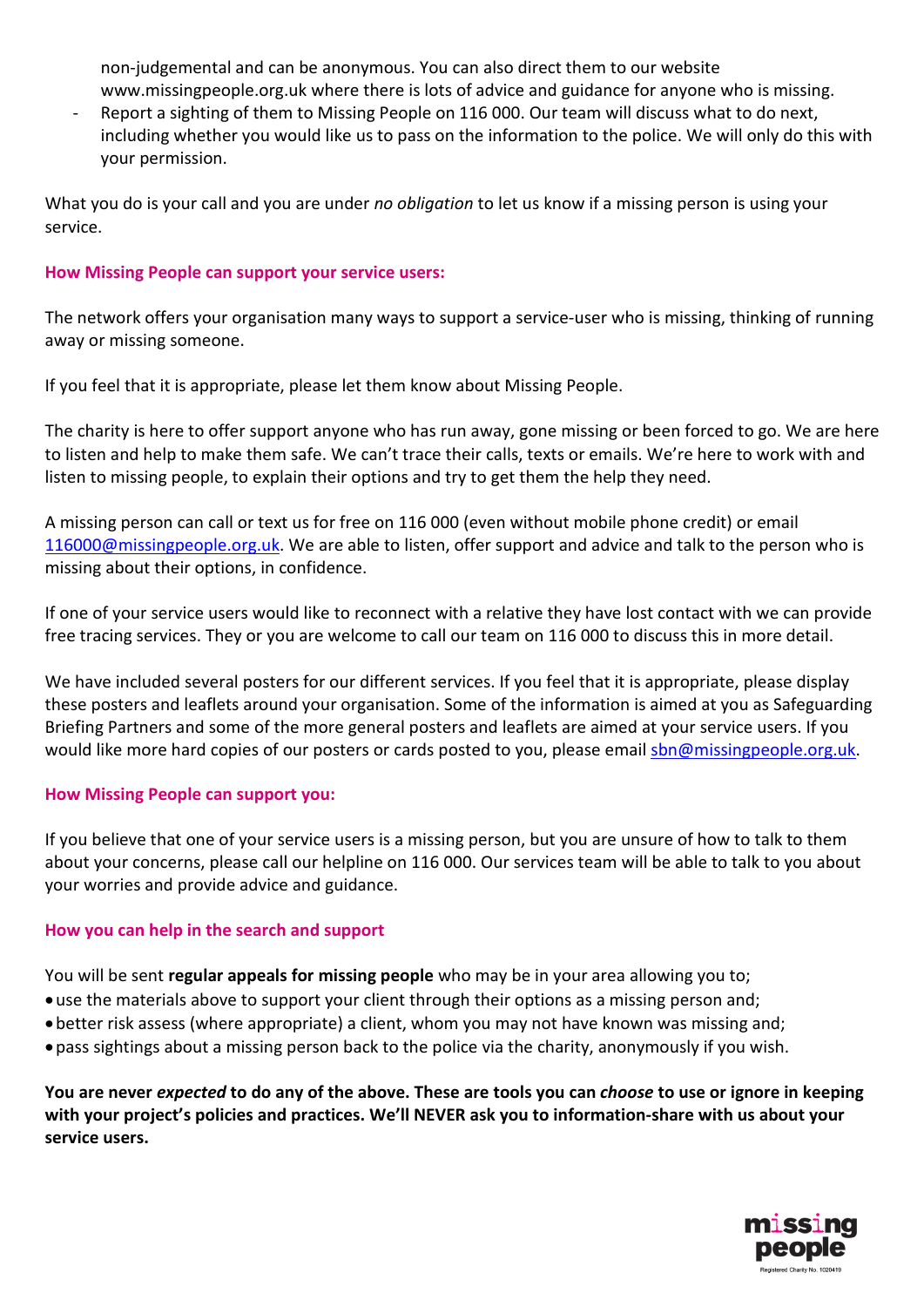non-judgemental and can be anonymous. You can also direct them to our website www.missingpeople.org.uk where there is lots of advice and guidance for anyone who is missing.

- Report a sighting of them to Missing People on 116 000. Our team will discuss what to do next, including whether you would like us to pass on the information to the police. We will only do this with your permission.

What you do is your call and you are under *no obligation* to let us know if a missing person is using your service.

**How Missing People can support your service users:**

The network offers your organisation many ways to support a service-user who is missing, thinking of running away or missing someone.

If you feel that it is appropriate, please let them know about Missing People.

The charity is here to offer support anyone who has run away, gone missing or been forced to go. We are here to listen and help to make them safe. We can't trace their calls, texts or emails. We're here to work with and listen to missing people, to explain their options and try to get them the help they need.

A missing person can call or text us for free on 116 000 (even without mobile phone credit) or email 116000@missingpeople.org.uk. We are able to listen, offer support and advice and talk to the person who is missing about their options, in confidence.

If one of your service users would like to reconnect with a relative they have lost contact with we can provide free tracing services. They or you are welcome to call our team on 116 000 to discuss this in more detail.

We have included several posters for our different services. If you feel that it is appropriate, please display these posters and leaflets around your organisation. Some of the information is aimed at you as Safeguarding Briefing Partners and some of the more general posters and leaflets are aimed at your service users. If you would like more hard copies of our posters or cards posted to you, please email sbn@missingpeople.org.uk.

**How Missing People can support you:**

If you believe that one of your service users is a missing person, but you are unsure of how to talk to them about your concerns, please call our helpline on 116 000. Our services team will be able to talk to you about your worries and provide advice and guidance.

**How you can help in the search and support**

You will be sent **regular appeals for missing people** who may be in your area allowing you to;

- use the materials above to support your client through their options as a missing person and;
- better risk assess (where appropriate) a client, whom you may not have known was missing and;
- pass sightings about a missing person back to the police via the charity, anonymously if you wish.

**You are never *expected* to do any of the above. These are tools you can *choose* to use or ignore in keeping with your project's policies and practices. We'll NEVER ask you to information-share with us about your service users.**

missing people
Registered Charity No. 1020419